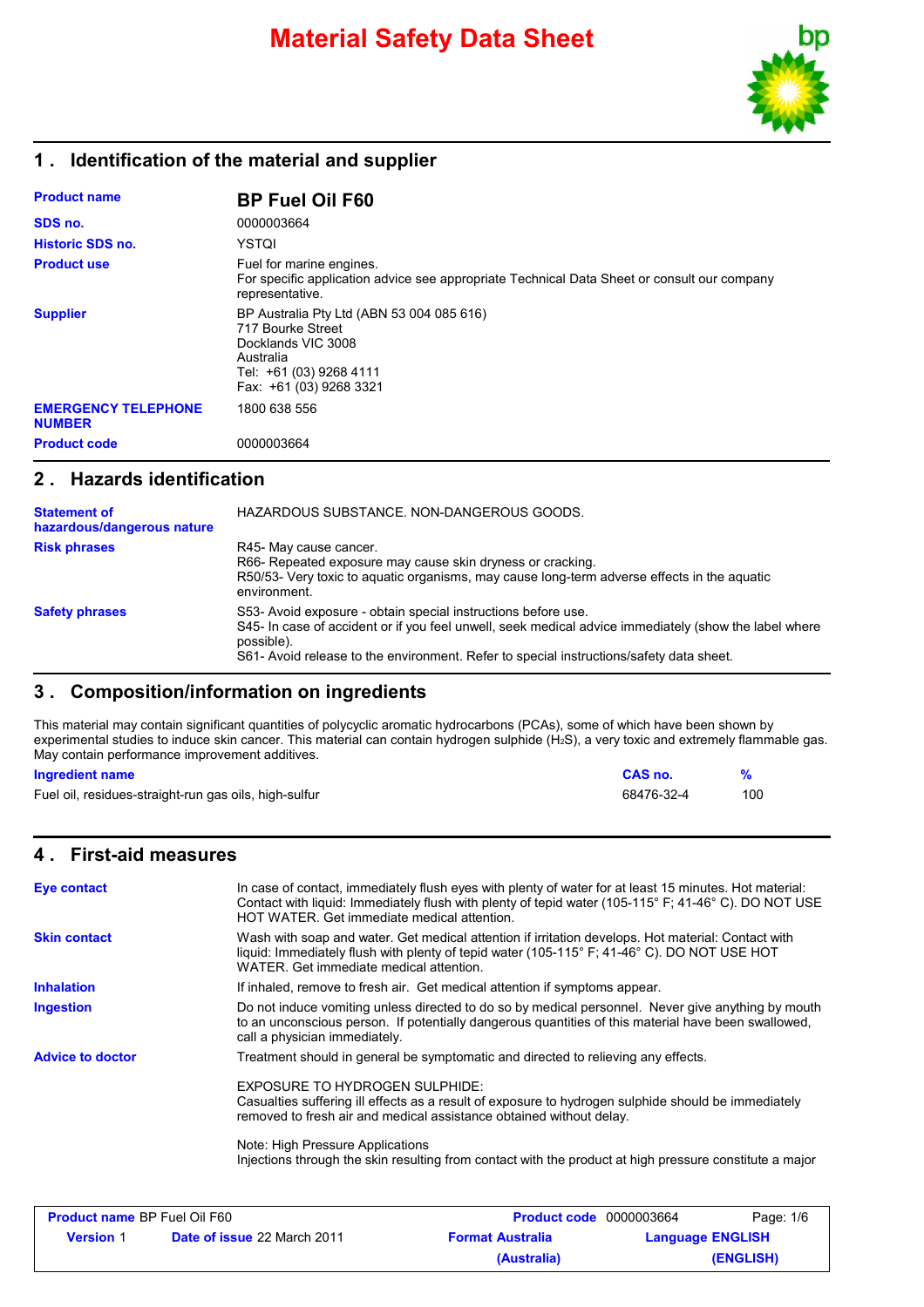# Material Safety Data Sheet

## 1 . Identification of the material and supplier

| | |
|---|---|
| **Product name** | **BP Fuel Oil F60** |
| **SDS no.** | 0000003664 |
| **Historic SDS no.** | YSTQI |
| **Product use** | Fuel for marine engines. For specific application advice see appropriate Technical Data Sheet or consult our company representative. |
| **Supplier** | BP Australia Pty Ltd (ABN 53 004 085 616) 717 Bourke Street Docklands VIC 3008 Australia Tel: +61 (03) 9268 4111 Fax: +61 (03) 9268 3321 |
| **EMERGENCY TELEPHONE NUMBER** | 1800 638 556 |
| **Product code** | 0000003664 |

## 2 . Hazards identification

| | |
|---|---|
| **Statement of hazardous/dangerous nature** | HAZARDOUS SUBSTANCE. NON-DANGEROUS GOODS. |
| **Risk phrases** | R45- May cause cancer. R66- Repeated exposure may cause skin dryness or cracking. R50/53- Very toxic to aquatic organisms, may cause long-term adverse effects in the aquatic environment. |
| **Safety phrases** | S53- Avoid exposure - obtain special instructions before use. S45- In case of accident or if you feel unwell, seek medical advice immediately (show the label where possible). S61- Avoid release to the environment. Refer to special instructions/safety data sheet. |

## 3 . Composition/information on ingredients

This material may contain significant quantities of polycyclic aromatic hydrocarbons (PCAs), some of which have been shown by experimental studies to induce skin cancer. This material can contain hydrogen sulphide ($H_2S$), a very toxic and extremely flammable gas. May contain performance improvement additives.

| Ingredient name | CAS no. | % |
|---|---|---|
| Fuel oil, residues-straight-run gas oils, high-sulfur | 68476-32-4 | 100 |

## 4 . First-aid measures

| | |
|---|---|
| **Eye contact** | In case of contact, immediately flush eyes with plenty of water for at least 15 minutes. Hot material: Contact with liquid: Immediately flush with plenty of tepid water (105-115° F; 41-46° C). DO NOT USE HOT WATER. Get immediate medical attention. |
| **Skin contact** | Wash with soap and water. Get medical attention if irritation develops. Hot material: Contact with liquid: Immediately flush with plenty of tepid water (105-115° F; 41-46° C). DO NOT USE HOT WATER. Get immediate medical attention. |
| **Inhalation** | If inhaled, remove to fresh air. Get medical attention if symptoms appear. |
| **Ingestion** | Do not induce vomiting unless directed to do so by medical personnel. Never give anything by mouth to an unconscious person. If potentially dangerous quantities of this material have been swallowed, call a physician immediately. |
| **Advice to doctor** | Treatment should in general be symptomatic and directed to relieving any effects. EXPOSURE TO HYDROGEN SULPHIDE: Casualties suffering ill effects as a result of exposure to hydrogen sulphide should be immediately removed to fresh air and medical assistance obtained without delay. Note: High Pressure Applications Injections through the skin resulting from contact with the product at high pressure constitute a major |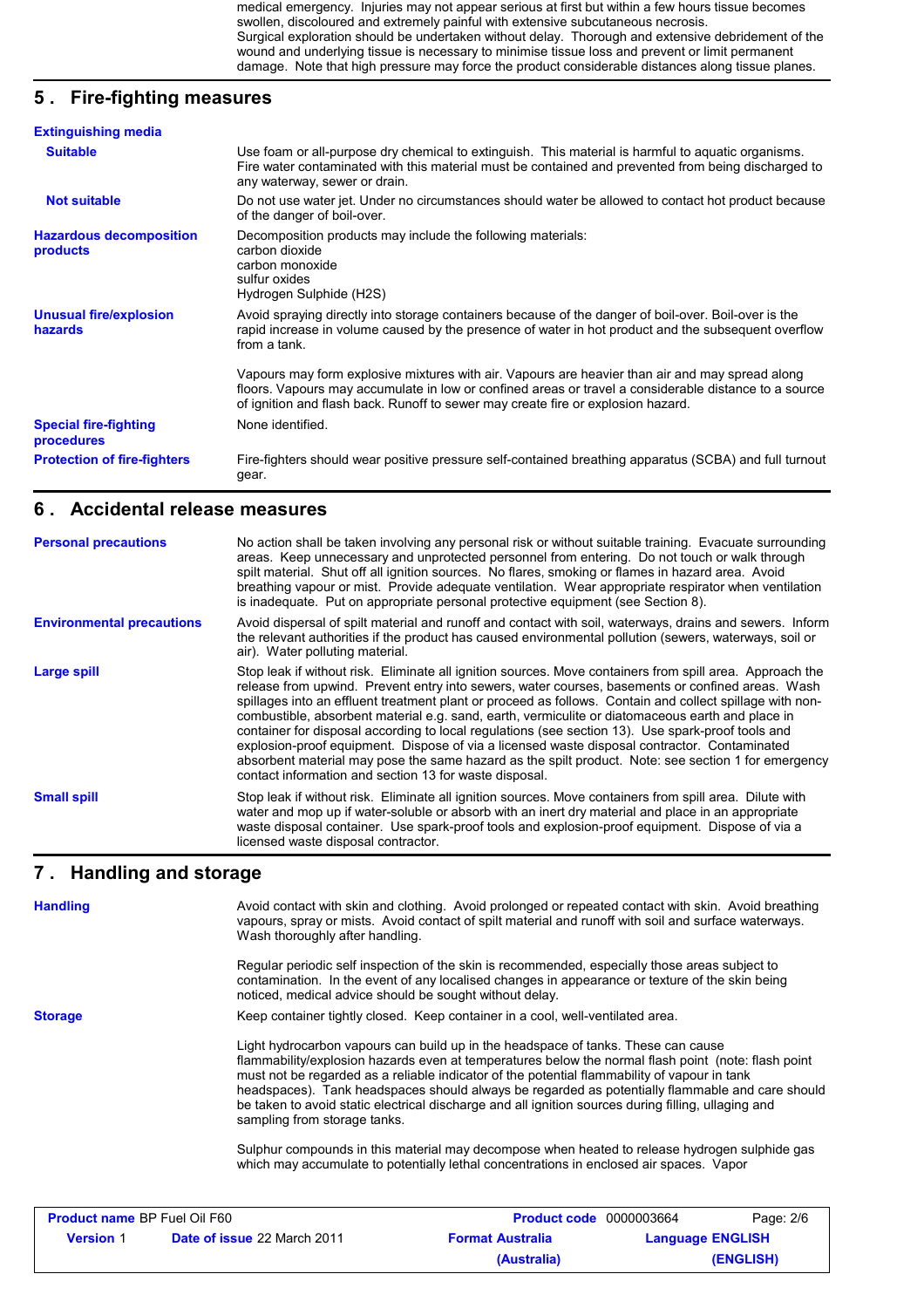medical emergency. Injuries may not appear serious at first but within a few hours tissue becomes swollen, discoloured and extremely painful with extensive subcutaneous necrosis.
Surgical exploration should be undertaken without delay. Thorough and extensive debridement of the wound and underlying tissue is necessary to minimise tissue loss and prevent or limit permanent damage. Note that high pressure may force the product considerable distances along tissue planes.

## 5 . Fire-fighting measures

**Extinguishing media**

**Suitable**

Use foam or all-purpose dry chemical to extinguish. This material is harmful to aquatic organisms. Fire water contaminated with this material must be contained and prevented from being discharged to any waterway, sewer or drain.

**Not suitable**

Do not use water jet. Under no circumstances should water be allowed to contact hot product because of the danger of boil-over.

**Hazardous decomposition products**

Decomposition products may include the following materials:
carbon dioxide
carbon monoxide
sulfur oxides
Hydrogen Sulphide (H2S)

**Unusual fire/explosion hazards**

Avoid spraying directly into storage containers because of the danger of boil-over. Boil-over is the rapid increase in volume caused by the presence of water in hot product and the subsequent overflow from a tank.

Vapours may form explosive mixtures with air. Vapours are heavier than air and may spread along floors. Vapours may accumulate in low or confined areas or travel a considerable distance to a source of ignition and flash back. Runoff to sewer may create fire or explosion hazard.

**Special fire-fighting procedures**

None identified.

**Protection of fire-fighters**

Fire-fighters should wear positive pressure self-contained breathing apparatus (SCBA) and full turnout gear.

## 6 . Accidental release measures

**Personal precautions**

No action shall be taken involving any personal risk or without suitable training. Evacuate surrounding areas. Keep unnecessary and unprotected personnel from entering. Do not touch or walk through spilt material. Shut off all ignition sources. No flares, smoking or flames in hazard area. Avoid breathing vapour or mist. Provide adequate ventilation. Wear appropriate respirator when ventilation is inadequate. Put on appropriate personal protective equipment (see Section 8).

**Environmental precautions**

Avoid dispersal of spilt material and runoff and contact with soil, waterways, drains and sewers. Inform the relevant authorities if the product has caused environmental pollution (sewers, waterways, soil or air). Water polluting material.

**Large spill**

Stop leak if without risk. Eliminate all ignition sources. Move containers from spill area. Approach the release from upwind. Prevent entry into sewers, water courses, basements or confined areas. Wash spillages into an effluent treatment plant or proceed as follows. Contain and collect spillage with non-combustible, absorbent material e.g. sand, earth, vermiculite or diatomaceous earth and place in container for disposal according to local regulations (see section 13). Use spark-proof tools and explosion-proof equipment. Dispose of via a licensed waste disposal contractor. Contaminated absorbent material may pose the same hazard as the spilt product. Note: see section 1 for emergency contact information and section 13 for waste disposal.

**Small spill**

Stop leak if without risk. Eliminate all ignition sources. Move containers from spill area. Dilute with water and mop up if water-soluble or absorb with an inert dry material and place in an appropriate waste disposal container. Use spark-proof tools and explosion-proof equipment. Dispose of via a licensed waste disposal contractor.

## 7 . Handling and storage

**Handling**

Avoid contact with skin and clothing. Avoid prolonged or repeated contact with skin. Avoid breathing vapours, spray or mists. Avoid contact of spilt material and runoff with soil and surface waterways. Wash thoroughly after handling.

Regular periodic self inspection of the skin is recommended, especially those areas subject to contamination. In the event of any localised changes in appearance or texture of the skin being noticed, medical advice should be sought without delay.

**Storage**

Keep container tightly closed. Keep container in a cool, well-ventilated area.

Light hydrocarbon vapours can build up in the headspace of tanks. These can cause flammability/explosion hazards even at temperatures below the normal flash point (note: flash point must not be regarded as a reliable indicator of the potential flammability of vapour in tank headspaces). Tank headspaces should always be regarded as potentially flammable and care should be taken to avoid static electrical discharge and all ignition sources during filling, ullaging and sampling from storage tanks.

Sulphur compounds in this material may decompose when heated to release hydrogen sulphide gas which may accumulate to potentially lethal concentrations in enclosed air spaces. Vapor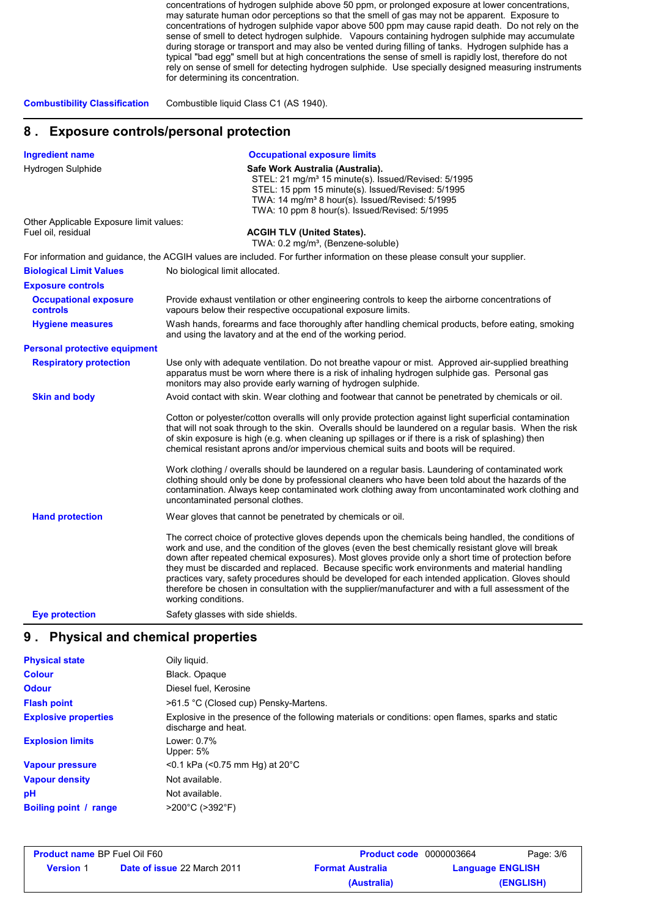concentrations of hydrogen sulphide above 50 ppm, or prolonged exposure at lower concentrations, may saturate human odor perceptions so that the smell of gas may not be apparent. Exposure to concentrations of hydrogen sulphide vapor above 500 ppm may cause rapid death. Do not rely on the sense of smell to detect hydrogen sulphide. Vapours containing hydrogen sulphide may accumulate during storage or transport and may also be vented during filling of tanks. Hydrogen sulphide has a typical "bad egg" smell but at high concentrations the sense of smell is rapidly lost, therefore do not rely on sense of smell for detecting hydrogen sulphide. Use specially designed measuring instruments for determining its concentration.

**Combustibility Classification** Combustible liquid Class C1 (AS 1940).

## 8 . Exposure controls/personal protection

| Ingredient name | Occupational exposure limits |
|---|---|
| Hydrogen Sulphide | **Safe Work Australia (Australia).**<br>STEL: 21 mg/m³ 15 minute(s). Issued/Revised: 5/1995<br>STEL: 15 ppm 15 minute(s). Issued/Revised: 5/1995<br>TWA: 14 mg/m³ 8 hour(s). Issued/Revised: 5/1995<br>TWA: 10 ppm 8 hour(s). Issued/Revised: 5/1995 |
| Other Applicable Exposure limit values:<br>Fuel oil, residual | **ACGIH TLV (United States).**<br>TWA: 0.2 mg/m³, (Benzene-soluble) |

For information and guidance, the ACGIH values are included. For further information on these please consult your supplier.

**Biological Limit Values** No biological limit allocated.

**Exposure controls**

**Occupational exposure controls** Provide exhaust ventilation or other engineering controls to keep the airborne concentrations of vapours below their respective occupational exposure limits.

**Hygiene measures** Wash hands, forearms and face thoroughly after handling chemical products, before eating, smoking and using the lavatory and at the end of the working period.

**Personal protective equipment**

**Respiratory protection** Use only with adequate ventilation. Do not breathe vapour or mist. Approved air-supplied breathing apparatus must be worn where there is a risk of inhaling hydrogen sulphide gas. Personal gas monitors may also provide early warning of hydrogen sulphide.

**Skin and body** Avoid contact with skin. Wear clothing and footwear that cannot be penetrated by chemicals or oil.

Cotton or polyester/cotton overalls will only provide protection against light superficial contamination that will not soak through to the skin. Overalls should be laundered on a regular basis. When the risk of skin exposure is high (e.g. when cleaning up spillages or if there is a risk of splashing) then chemical resistant aprons and/or impervious chemical suits and boots will be required.

Work clothing / overalls should be laundered on a regular basis. Laundering of contaminated work clothing should only be done by professional cleaners who have been told about the hazards of the contamination. Always keep contaminated work clothing away from uncontaminated work clothing and uncontaminated personal clothes.

**Hand protection** Wear gloves that cannot be penetrated by chemicals or oil.

The correct choice of protective gloves depends upon the chemicals being handled, the conditions of work and use, and the condition of the gloves (even the best chemically resistant glove will break down after repeated chemical exposures). Most gloves provide only a short time of protection before they must be discarded and replaced. Because specific work environments and material handling practices vary, safety procedures should be developed for each intended application. Gloves should therefore be chosen in consultation with the supplier/manufacturer and with a full assessment of the working conditions.

**Eye protection** Safety glasses with side shields.

## 9 . Physical and chemical properties

| | |
|---|---|
| **Physical state** | Oily liquid. |
| **Colour** | Black. Opaque |
| **Odour** | Diesel fuel, Kerosine |
| **Flash point** | >61.5 °C (Closed cup) Pensky-Martens. |
| **Explosive properties** | Explosive in the presence of the following materials or conditions: open flames, sparks and static discharge and heat. |
| **Explosion limits** | Lower: 0.7%<br>Upper: 5% |
| **Vapour pressure** | <0.1 kPa (<0.75 mm Hg) at 20°C |
| **Vapour density** | Not available. |
| **pH** | Not available. |
| **Boiling point / range** | >200°C (>392°F) |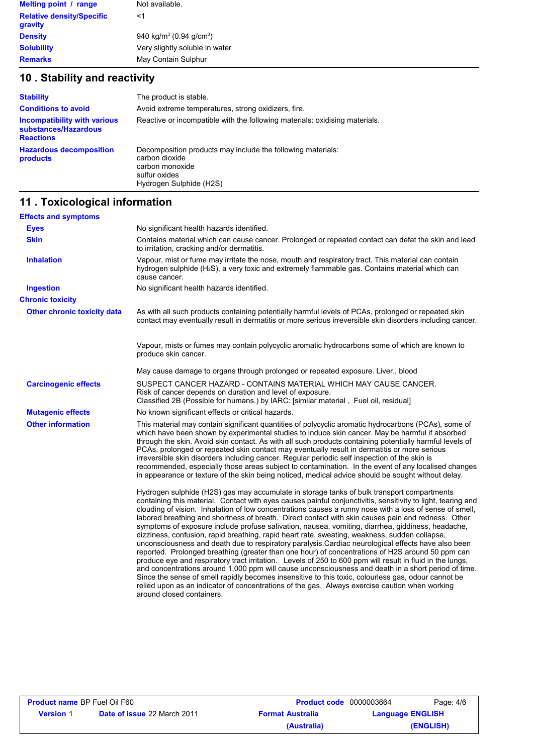| | |
|---|---|
| **Melting point / range** | Not available. |
| **Relative density/Specific gravity** | <1 |
| **Density** | 940 kg/m$^3$ (0.94 g/cm$^3$) |
| **Solubility** | Very slightly soluble in water |
| **Remarks** | May Contain Sulphur |

## 10 . Stability and reactivity

| | |
|---|---|
| **Stability** | The product is stable. |
| **Conditions to avoid** | Avoid extreme temperatures, strong oxidizers, fire. |
| **Incompatibility with various substances/Hazardous Reactions** | Reactive or incompatible with the following materials: oxidising materials. |
| **Hazardous decomposition products** | Decomposition products may include the following materials:<br>carbon dioxide<br>carbon monoxide<br>sulfur oxides<br>Hydrogen Sulphide (H2S) |

## 11 . Toxicological information

**Effects and symptoms**

| | |
|---|---|
| **Eyes** | No significant health hazards identified. |
| **Skin** | Contains material which can cause cancer. Prolonged or repeated contact can defat the skin and lead to irritation, cracking and/or dermatitis. |
| **Inhalation** | Vapour, mist or fume may irritate the nose, mouth and respiratory tract. This material can contain hydrogen sulphide ($H_2S$), a very toxic and extremely flammable gas. Contains material which can cause cancer. |
| **Ingestion** | No significant health hazards identified. |

**Chronic toxicity**

**Other chronic toxicity data**

As with all such products containing potentially harmful levels of PCAs, prolonged or repeated skin contact may eventually result in dermatitis or more serious irreversible skin disorders including cancer.

Vapour, mists or fumes may contain polycyclic aromatic hydrocarbons some of which are known to produce skin cancer.

May cause damage to organs through prolonged or repeated exposure. Liver., blood

**Carcinogenic effects**

SUSPECT CANCER HAZARD - CONTAINS MATERIAL WHICH MAY CAUSE CANCER.
Risk of cancer depends on duration and level of exposure.
Classified 2B (Possible for humans.) by IARC: [similar material , Fuel oil, residual]

**Mutagenic effects**

No known significant effects or critical hazards.

**Other information**

This material may contain significant quantities of polycyclic aromatic hydrocarbons (PCAs), some of which have been shown by experimental studies to induce skin cancer. May be harmful if absorbed through the skin. Avoid skin contact. As with all such products containing potentially harmful levels of PCAs, prolonged or repeated skin contact may eventually result in dermatitis or more serious irreversible skin disorders including cancer. Regular periodic self inspection of the skin is recommended, especially those areas subject to contamination. In the event of any localised changes in appearance or texture of the skin being noticed, medical advice should be sought without delay.

Hydrogen sulphide (H2S) gas may accumulate in storage tanks of bulk transport compartments containing this material. Contact with eyes causes painful conjunctivitis, sensitivity to light, tearing and clouding of vision. Inhalation of low concentrations causes a runny nose with a loss of sense of smell, labored breathing and shortness of breath. Direct contact with skin causes pain and redness. Other symptoms of exposure include profuse salivation, nausea, vomiting, diarrhea, giddiness, headache, dizziness, confusion, rapid breathing, rapid heart rate, sweating, weakness, sudden collapse, unconsciousness and death due to respiratory paralysis.Cardiac neurological effects have also been reported. Prolonged breathing (greater than one hour) of concentrations of H2S around 50 ppm can produce eye and respiratory tract irritation. Levels of 250 to 600 ppm will result in fluid in the lungs, and concentrations around 1,000 ppm will cause unconsciousness and death in a short period of time. Since the sense of smell rapidly becomes insensitive to this toxic, colourless gas, odour cannot be relied upon as an indicator of concentrations of the gas. Always exercise caution when working around closed containers.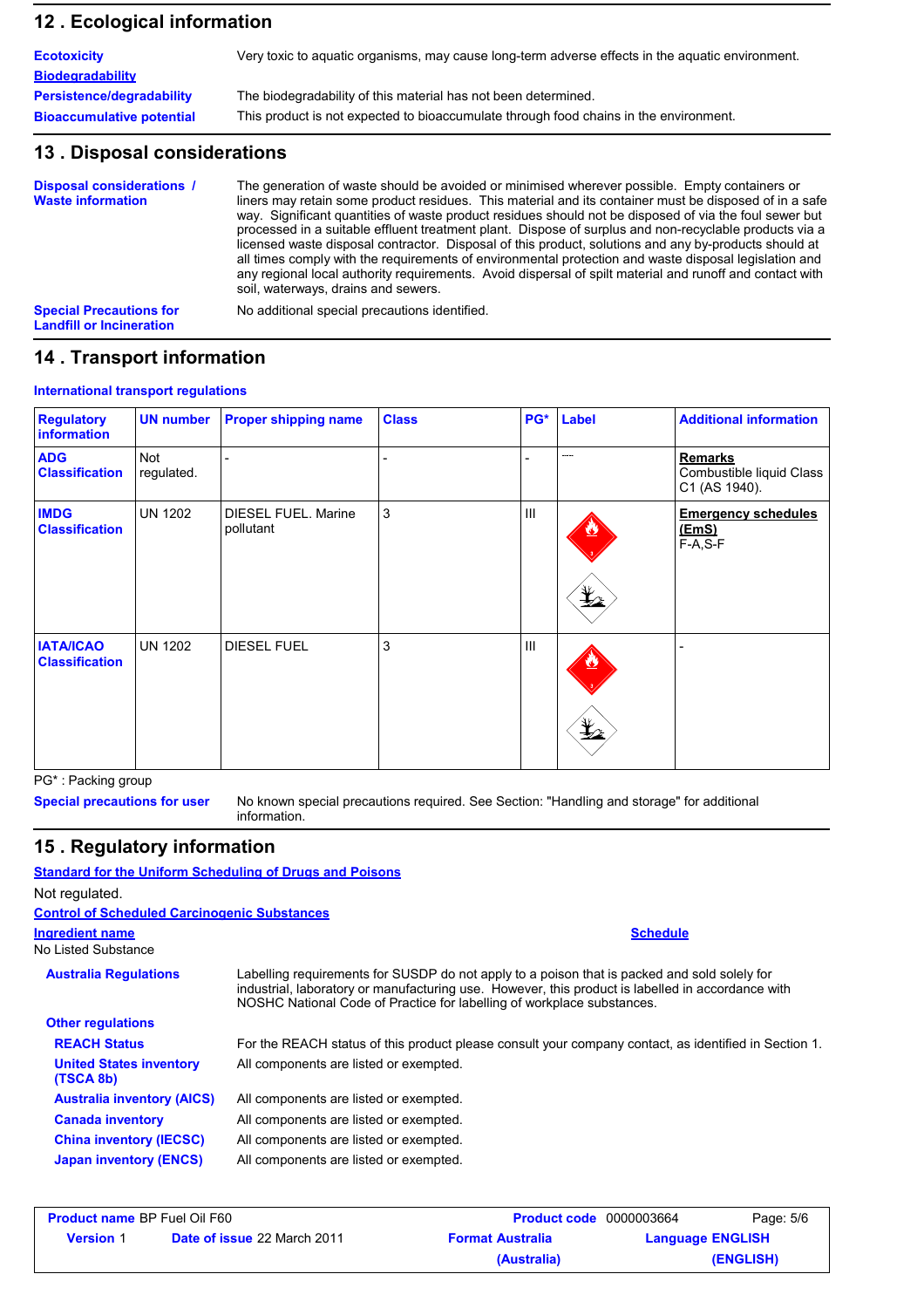## 12 . Ecological information

| | |
|---|---|
| **Ecotoxicity** | Very toxic to aquatic organisms, may cause long-term adverse effects in the aquatic environment. |
| **Biodegradability** | |
| **Persistence/degradability** | The biodegradability of this material has not been determined. |
| **Bioaccumulative potential** | This product is not expected to bioaccumulate through food chains in the environment. |

## 13 . Disposal considerations

| | |
|---|---|
| **Disposal considerations / Waste information** | The generation of waste should be avoided or minimised wherever possible. Empty containers or liners may retain some product residues. This material and its container must be disposed of in a safe way. Significant quantities of waste product residues should not be disposed of via the foul sewer but processed in a suitable effluent treatment plant. Dispose of surplus and non-recyclable products via a licensed waste disposal contractor. Disposal of this product, solutions and any by-products should at all times comply with the requirements of environmental protection and waste disposal legislation and any regional local authority requirements. Avoid dispersal of spilt material and runoff and contact with soil, waterways, drains and sewers. |
| **Special Precautions for Landfill or Incineration** | No additional special precautions identified. |

## 14 . Transport information

**International transport regulations**

| Regulatory information | UN number | Proper shipping name | Class | PG* | Label | Additional information |
|---|---|---|---|---|---|---|
| **ADG Classification** | Not regulated. | - | - | - | ---- | **Remarks** Combustible liquid Class C1 (AS 1940). |
| **IMDG Classification** | UN 1202 | DIESEL FUEL. Marine pollutant | 3 | III | | **Emergency schedules (EmS)** F-A,S-F |
| **IATA/ICAO Classification** | UN 1202 | DIESEL FUEL | 3 | III | | - |

PG* : Packing group

| | |
|---|---|
| **Special precautions for user** | No known special precautions required. See Section: "Handling and storage" for additional information. |

## 15 . Regulatory information

**Standard for the Uniform Scheduling of Drugs and Poisons**

Not regulated.

**Control of Scheduled Carcinogenic Substances**

| Ingredient name | Schedule |
|---|---|
| No Listed Substance | |

| | |
|---|---|
| **Australia Regulations** | Labelling requirements for SUSDP do not apply to a poison that is packed and sold solely for industrial, laboratory or manufacturing use. However, this product is labelled in accordance with NOSHC National Code of Practice for labelling of workplace substances. |

**Other regulations**

| | |
|---|---|
| **REACH Status** | For the REACH status of this product please consult your company contact, as identified in Section 1. |
| **United States inventory (TSCA 8b)** | All components are listed or exempted. |
| **Australia inventory (AICS)** | All components are listed or exempted. |
| **Canada inventory** | All components are listed or exempted. |
| **China inventory (IECSC)** | All components are listed or exempted. |
| **Japan inventory (ENCS)** | All components are listed or exempted. |

| | | | |
|---|---|---|---|
| **Product name** BP Fuel Oil F60 | | **Product code** 0000003664 | |
| **Version** 1 | **Date of issue** 22 March 2011 | **Format Australia (Australia)** | **Language ENGLISH (ENGLISH)** |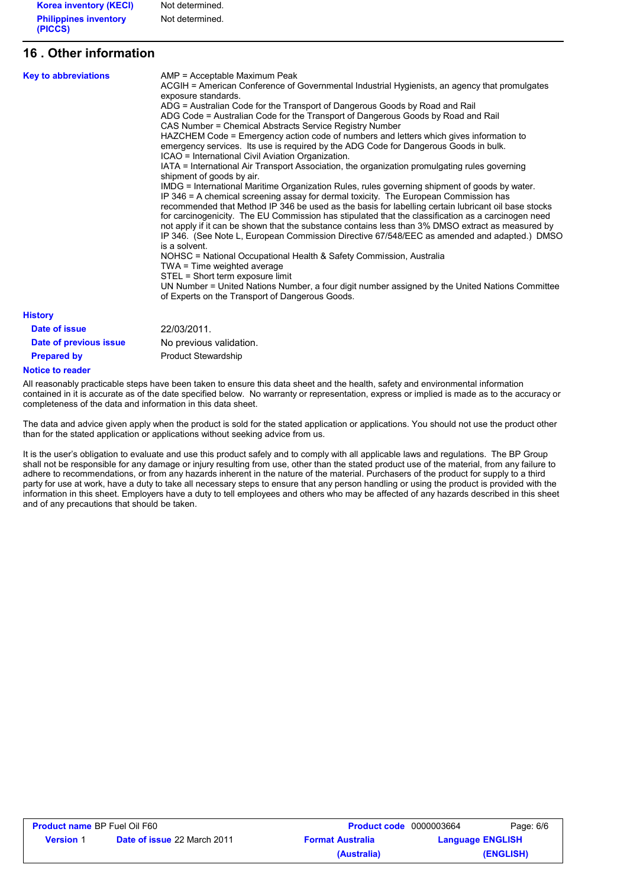| | |
|---|---|
| **Korea inventory (KECI)** | Not determined. |
| **Philippines inventory (PICCS)** | Not determined. |

## 16 . Other information

**Key to abbreviations**

AMP = Acceptable Maximum Peak
ACGIH = American Conference of Governmental Industrial Hygienists, an agency that promulgates exposure standards.
ADG = Australian Code for the Transport of Dangerous Goods by Road and Rail
ADG Code = Australian Code for the Transport of Dangerous Goods by Road and Rail
CAS Number = Chemical Abstracts Service Registry Number
HAZCHEM Code = Emergency action code of numbers and letters which gives information to emergency services. Its use is required by the ADG Code for Dangerous Goods in bulk.
ICAO = International Civil Aviation Organization.
IATA = International Air Transport Association, the organization promulgating rules governing shipment of goods by air.
IMDG = International Maritime Organization Rules, rules governing shipment of goods by water.
IP 346 = A chemical screening assay for dermal toxicity. The European Commission has recommended that Method IP 346 be used as the basis for labelling certain lubricant oil base stocks for carcinogenicity. The EU Commission has stipulated that the classification as a carcinogen need not apply if it can be shown that the substance contains less than 3% DMSO extract as measured by IP 346. (See Note L, European Commission Directive 67/548/EEC as amended and adapted.) DMSO is a solvent.
NOHSC = National Occupational Health & Safety Commission, Australia
TWA = Time weighted average
STEL = Short term exposure limit
UN Number = United Nations Number, a four digit number assigned by the United Nations Committee of Experts on the Transport of Dangerous Goods.

**History**

| | |
|---|---|
| **Date of issue** | 22/03/2011. |
| **Date of previous issue** | No previous validation. |
| **Prepared by** | Product Stewardship |

**Notice to reader**

All reasonably practicable steps have been taken to ensure this data sheet and the health, safety and environmental information contained in it is accurate as of the date specified below. No warranty or representation, express or implied is made as to the accuracy or completeness of the data and information in this data sheet.

The data and advice given apply when the product is sold for the stated application or applications. You should not use the product other than for the stated application or applications without seeking advice from us.

It is the user's obligation to evaluate and use this product safely and to comply with all applicable laws and regulations. The BP Group shall not be responsible for any damage or injury resulting from use, other than the stated product use of the material, from any failure to adhere to recommendations, or from any hazards inherent in the nature of the material. Purchasers of the product for supply to a third party for use at work, have a duty to take all necessary steps to ensure that any person handling or using the product is provided with the information in this sheet. Employers have a duty to tell employees and others who may be affected of any hazards described in this sheet and of any precautions that should be taken.